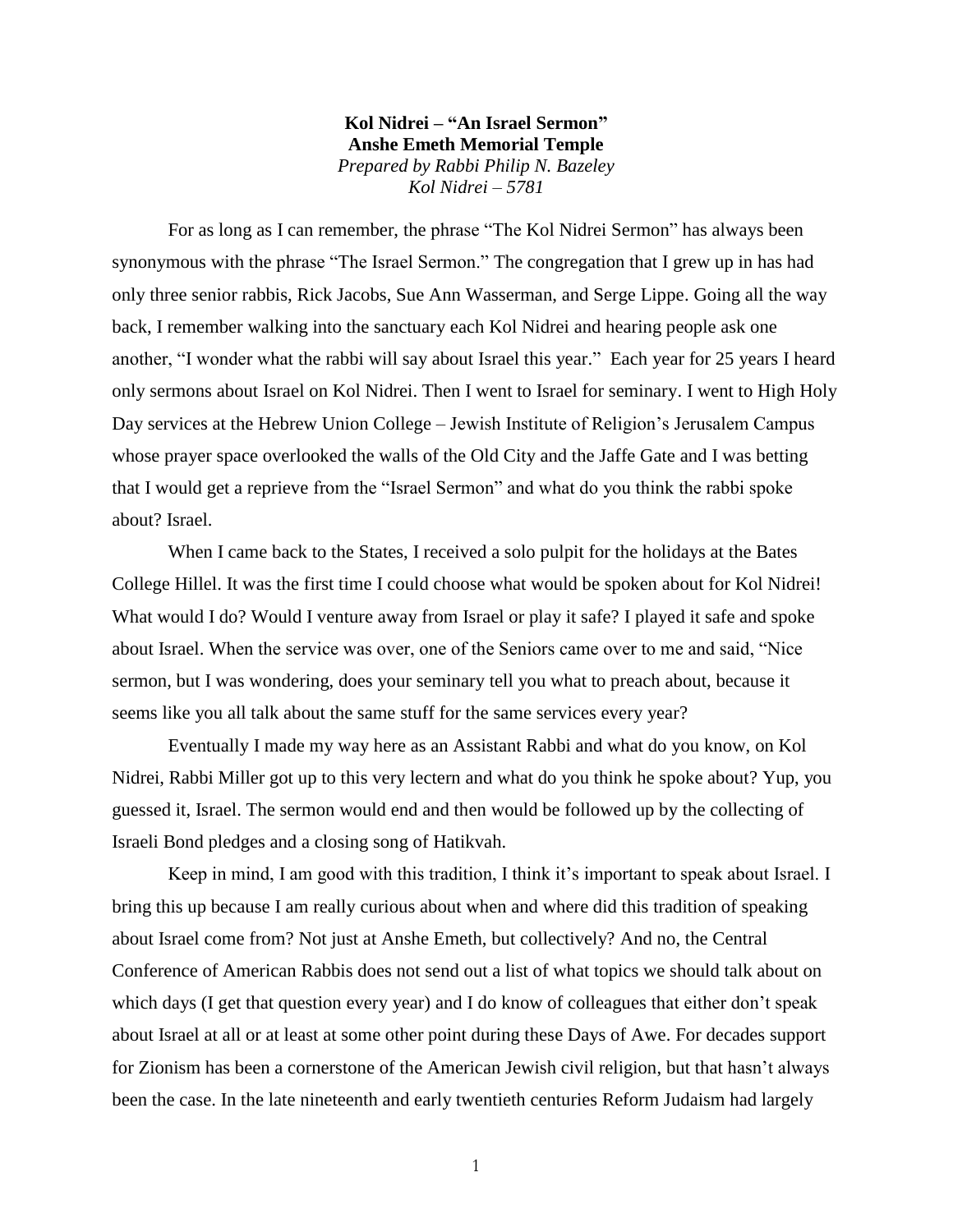**Kol Nidrei – "An Israel Sermon"**
**Anshe Emeth Memorial Temple**
*Prepared by Rabbi Philip N. Bazeley*
*Kol Nidrei – 5781*

For as long as I can remember, the phrase "The Kol Nidrei Sermon" has always been synonymous with the phrase "The Israel Sermon." The congregation that I grew up in has had only three senior rabbis, Rick Jacobs, Sue Ann Wasserman, and Serge Lippe. Going all the way back, I remember walking into the sanctuary each Kol Nidrei and hearing people ask one another, "I wonder what the rabbi will say about Israel this year." Each year for 25 years I heard only sermons about Israel on Kol Nidrei. Then I went to Israel for seminary. I went to High Holy Day services at the Hebrew Union College – Jewish Institute of Religion's Jerusalem Campus whose prayer space overlooked the walls of the Old City and the Jaffe Gate and I was betting that I would get a reprieve from the "Israel Sermon" and what do you think the rabbi spoke about? Israel.

When I came back to the States, I received a solo pulpit for the holidays at the Bates College Hillel. It was the first time I could choose what would be spoken about for Kol Nidrei! What would I do? Would I venture away from Israel or play it safe? I played it safe and spoke about Israel. When the service was over, one of the Seniors came over to me and said, "Nice sermon, but I was wondering, does your seminary tell you what to preach about, because it seems like you all talk about the same stuff for the same services every year?

Eventually I made my way here as an Assistant Rabbi and what do you know, on Kol Nidrei, Rabbi Miller got up to this very lectern and what do you think he spoke about? Yup, you guessed it, Israel. The sermon would end and then would be followed up by the collecting of Israeli Bond pledges and a closing song of Hatikvah.

Keep in mind, I am good with this tradition, I think it's important to speak about Israel. I bring this up because I am really curious about when and where did this tradition of speaking about Israel come from? Not just at Anshe Emeth, but collectively? And no, the Central Conference of American Rabbis does not send out a list of what topics we should talk about on which days (I get that question every year) and I do know of colleagues that either don't speak about Israel at all or at least at some other point during these Days of Awe. For decades support for Zionism has been a cornerstone of the American Jewish civil religion, but that hasn't always been the case. In the late nineteenth and early twentieth centuries Reform Judaism had largely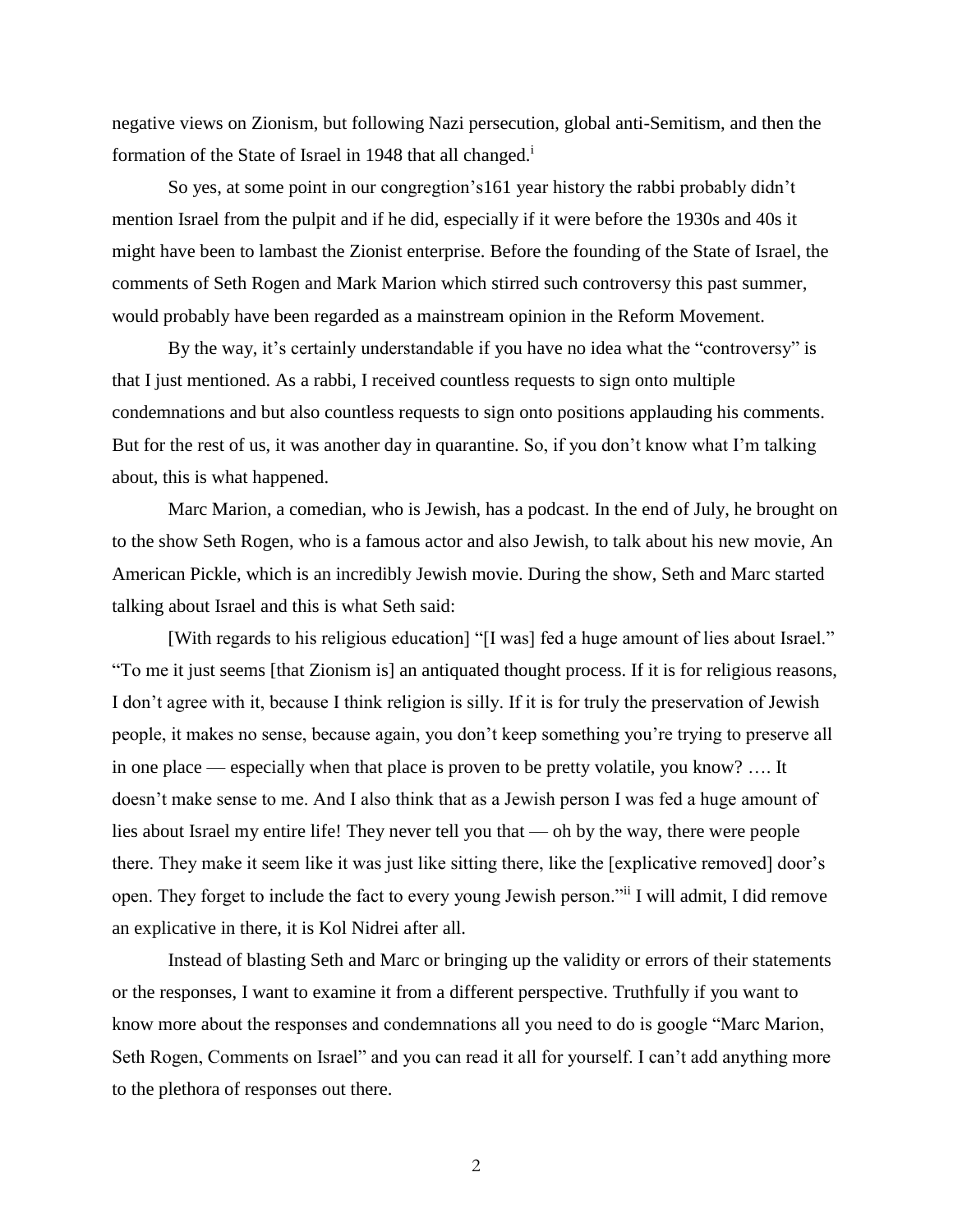negative views on Zionism, but following Nazi persecution, global anti-Semitism, and then the formation of the State of Israel in 1948 that all changed.[i]

So yes, at some point in our congregtion's161 year history the rabbi probably didn't mention Israel from the pulpit and if he did, especially if it were before the 1930s and 40s it might have been to lambast the Zionist enterprise. Before the founding of the State of Israel, the comments of Seth Rogen and Mark Marion which stirred such controversy this past summer, would probably have been regarded as a mainstream opinion in the Reform Movement.

By the way, it's certainly understandable if you have no idea what the "controversy" is that I just mentioned. As a rabbi, I received countless requests to sign onto multiple condemnations and but also countless requests to sign onto positions applauding his comments. But for the rest of us, it was another day in quarantine. So, if you don't know what I'm talking about, this is what happened.

Marc Marion, a comedian, who is Jewish, has a podcast. In the end of July, he brought on to the show Seth Rogen, who is a famous actor and also Jewish, to talk about his new movie, An American Pickle, which is an incredibly Jewish movie. During the show, Seth and Marc started talking about Israel and this is what Seth said:

[With regards to his religious education] "[I was] fed a huge amount of lies about Israel." "To me it just seems [that Zionism is] an antiquated thought process. If it is for religious reasons, I don't agree with it, because I think religion is silly. If it is for truly the preservation of Jewish people, it makes no sense, because again, you don't keep something you're trying to preserve all in one place — especially when that place is proven to be pretty volatile, you know? …. It doesn't make sense to me. And I also think that as a Jewish person I was fed a huge amount of lies about Israel my entire life! They never tell you that — oh by the way, there were people there. They make it seem like it was just like sitting there, like the [explicative removed] door's open. They forget to include the fact to every young Jewish person."[ii] I will admit, I did remove an explicative in there, it is Kol Nidrei after all.

Instead of blasting Seth and Marc or bringing up the validity or errors of their statements or the responses, I want to examine it from a different perspective. Truthfully if you want to know more about the responses and condemnations all you need to do is google "Marc Marion, Seth Rogen, Comments on Israel" and you can read it all for yourself. I can't add anything more to the plethora of responses out there.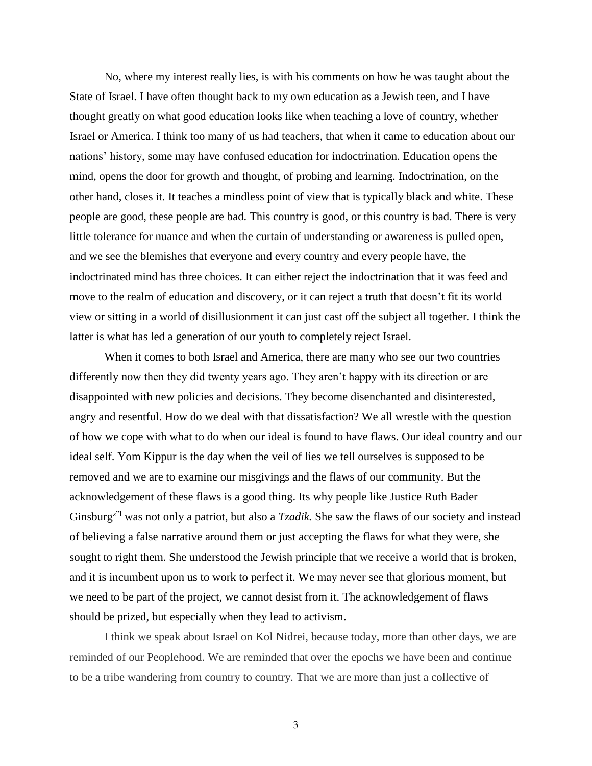No, where my interest really lies, is with his comments on how he was taught about the State of Israel. I have often thought back to my own education as a Jewish teen, and I have thought greatly on what good education looks like when teaching a love of country, whether Israel or America. I think too many of us had teachers, that when it came to education about our nations' history, some may have confused education for indoctrination. Education opens the mind, opens the door for growth and thought, of probing and learning. Indoctrination, on the other hand, closes it. It teaches a mindless point of view that is typically black and white. These people are good, these people are bad. This country is good, or this country is bad. There is very little tolerance for nuance and when the curtain of understanding or awareness is pulled open, and we see the blemishes that everyone and every country and every people have, the indoctrinated mind has three choices. It can either reject the indoctrination that it was feed and move to the realm of education and discovery, or it can reject a truth that doesn't fit its world view or sitting in a world of disillusionment it can just cast off the subject all together. I think the latter is what has led a generation of our youth to completely reject Israel.

When it comes to both Israel and America, there are many who see our two countries differently now then they did twenty years ago. They aren't happy with its direction or are disappointed with new policies and decisions. They become disenchanted and disinterested, angry and resentful. How do we deal with that dissatisfaction? We all wrestle with the question of how we cope with what to do when our ideal is found to have flaws. Our ideal country and our ideal self. Yom Kippur is the day when the veil of lies we tell ourselves is supposed to be removed and we are to examine our misgivings and the flaws of our community. But the acknowledgement of these flaws is a good thing. Its why people like Justice Ruth Bader Ginsburg[z"l] was not only a patriot, but also a *Tzadik.* She saw the flaws of our society and instead of believing a false narrative around them or just accepting the flaws for what they were, she sought to right them. She understood the Jewish principle that we receive a world that is broken, and it is incumbent upon us to work to perfect it. We may never see that glorious moment, but we need to be part of the project, we cannot desist from it. The acknowledgement of flaws should be prized, but especially when they lead to activism.

I think we speak about Israel on Kol Nidrei, because today, more than other days, we are reminded of our Peoplehood. We are reminded that over the epochs we have been and continue to be a tribe wandering from country to country. That we are more than just a collective of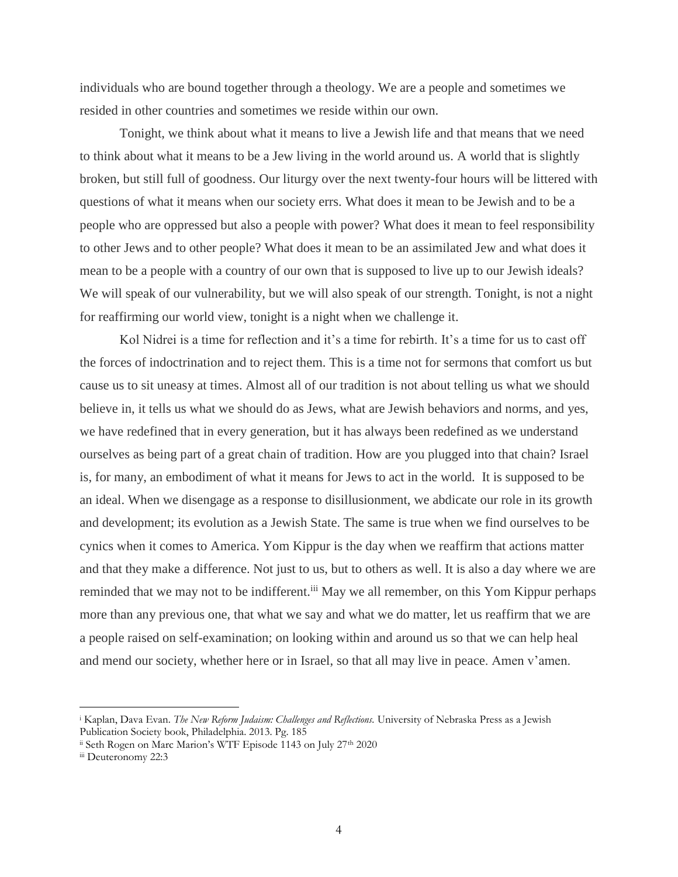individuals who are bound together through a theology. We are a people and sometimes we resided in other countries and sometimes we reside within our own.

Tonight, we think about what it means to live a Jewish life and that means that we need to think about what it means to be a Jew living in the world around us. A world that is slightly broken, but still full of goodness. Our liturgy over the next twenty-four hours will be littered with questions of what it means when our society errs. What does it mean to be Jewish and to be a people who are oppressed but also a people with power? What does it mean to feel responsibility to other Jews and to other people? What does it mean to be an assimilated Jew and what does it mean to be a people with a country of our own that is supposed to live up to our Jewish ideals? We will speak of our vulnerability, but we will also speak of our strength. Tonight, is not a night for reaffirming our world view, tonight is a night when we challenge it.

Kol Nidrei is a time for reflection and it's a time for rebirth. It's a time for us to cast off the forces of indoctrination and to reject them. This is a time not for sermons that comfort us but cause us to sit uneasy at times. Almost all of our tradition is not about telling us what we should believe in, it tells us what we should do as Jews, what are Jewish behaviors and norms, and yes, we have redefined that in every generation, but it has always been redefined as we understand ourselves as being part of a great chain of tradition. How are you plugged into that chain? Israel is, for many, an embodiment of what it means for Jews to act in the world. It is supposed to be an ideal. When we disengage as a response to disillusionment, we abdicate our role in its growth and development; its evolution as a Jewish State. The same is true when we find ourselves to be cynics when it comes to America. Yom Kippur is the day when we reaffirm that actions matter and that they make a difference. Not just to us, but to others as well. It is also a day where we are reminded that we may not to be indifferent.[iii] May we all remember, on this Yom Kippur perhaps more than any previous one, that what we say and what we do matter, let us reaffirm that we are a people raised on self-examination; on looking within and around us so that we can help heal and mend our society, whether here or in Israel, so that all may live in peace. Amen v'amen.

---

[i] Kaplan, Dava Evan. *The New Reform Judaism: Challenges and Reflections*. University of Nebraska Press as a Jewish Publication Society book, Philadelphia. 2013. Pg. 185

[ii] Seth Rogen on Marc Marion's WTF Episode 1143 on July 27th 2020

[iii] Deuteronomy 22:3